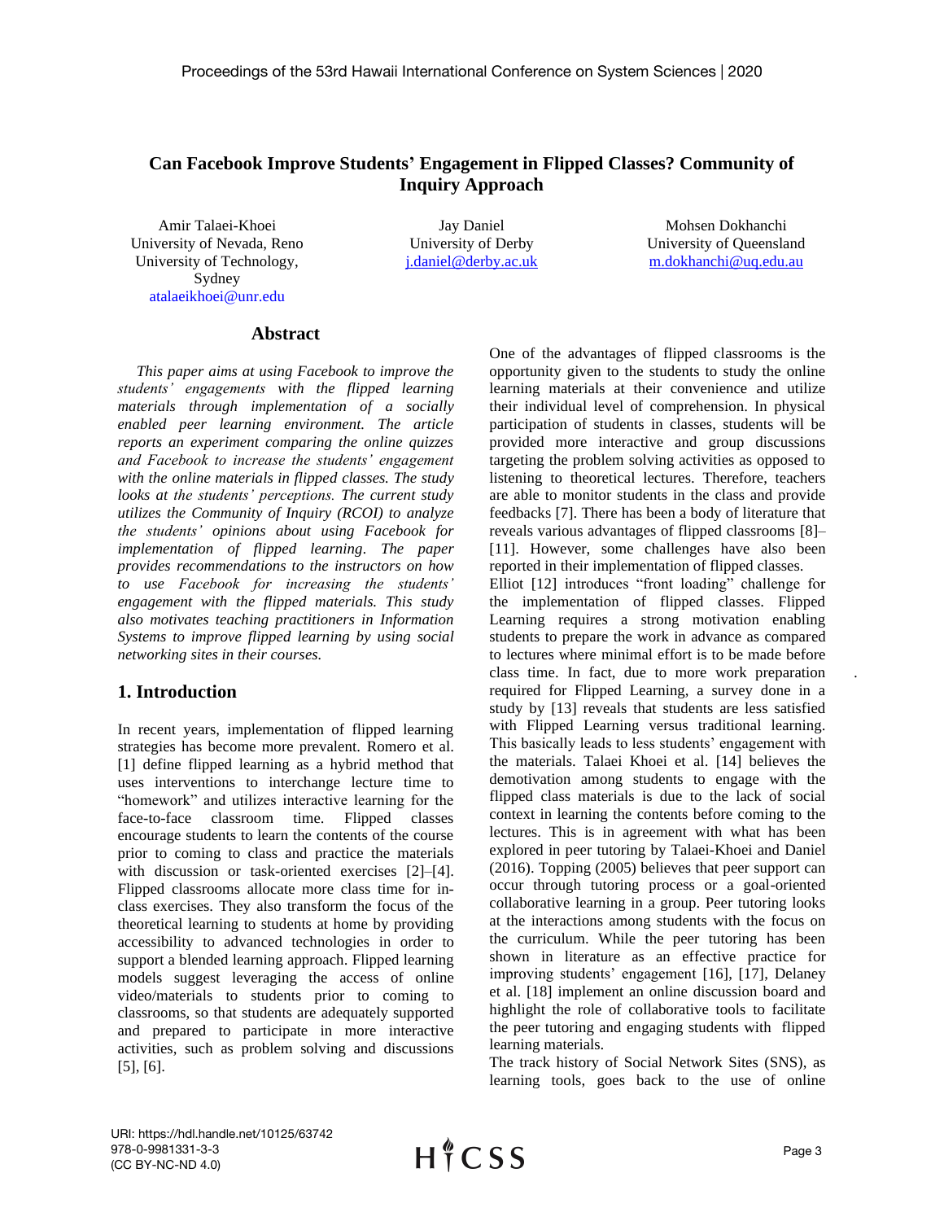# Can Facebook Improve Students' Engagement in Flipped Classes? Community of Inquiry Approach

Amir Talaei-Khoei
University of Nevada, Reno
University of Technology, Sydney
atalaeikhoei@unr.edu

Jay Daniel
University of Derby
j.daniel@derby.ac.uk

Mohsen Dokhanchi
University of Queensland
m.dokhanchi@uq.edu.au

## Abstract

*This paper aims at using Facebook to improve the students' engagements with the flipped learning materials through implementation of a socially enabled peer learning environment. The article reports an experiment comparing the online quizzes and Facebook to increase the students' engagement with the online materials in flipped classes. The study looks at the students' perceptions. The current study utilizes the Community of Inquiry (RCOI) to analyze the students' opinions about using Facebook for implementation of flipped learning. The paper provides recommendations to the instructors on how to use Facebook for increasing the students' engagement with the flipped materials. This study also motivates teaching practitioners in Information Systems to improve flipped learning by using social networking sites in their courses.*

## 1. Introduction

In recent years, implementation of flipped learning strategies has become more prevalent. Romero et al. [1] define flipped learning as a hybrid method that uses interventions to interchange lecture time to "homework" and utilizes interactive learning for the face-to-face classroom time. Flipped classes encourage students to learn the contents of the course prior to coming to class and practice the materials with discussion or task-oriented exercises [2]–[4]. Flipped classrooms allocate more class time for in-class exercises. They also transform the focus of the theoretical learning to students at home by providing accessibility to advanced technologies in order to support a blended learning approach. Flipped learning models suggest leveraging the access of online video/materials to students prior to coming to classrooms, so that students are adequately supported and prepared to participate in more interactive activities, such as problem solving and discussions [5], [6].

One of the advantages of flipped classrooms is the opportunity given to the students to study the online learning materials at their convenience and utilize their individual level of comprehension. In physical participation of students in classes, students will be provided more interactive and group discussions targeting the problem solving activities as opposed to listening to theoretical lectures. Therefore, teachers are able to monitor students in the class and provide feedbacks [7]. There has been a body of literature that reveals various advantages of flipped classrooms [8]–[11]. However, some challenges have also been reported in their implementation of flipped classes.

Elliot [12] introduces "front loading" challenge for the implementation of flipped classes. Flipped Learning requires a strong motivation enabling students to prepare the work in advance as compared to lectures where minimal effort is to be made before class time. In fact, due to more work preparation required for Flipped Learning, a survey done in a study by [13] reveals that students are less satisfied with Flipped Learning versus traditional learning. This basically leads to less students' engagement with the materials. Talaei Khoei et al. [14] believes the demotivation among students to engage with the flipped class materials is due to the lack of social context in learning the contents before coming to the lectures. This is in agreement with what has been explored in peer tutoring by Talaei-Khoei and Daniel (2016). Topping (2005) believes that peer support can occur through tutoring process or a goal-oriented collaborative learning in a group. Peer tutoring looks at the interactions among students with the focus on the curriculum. While the peer tutoring has been shown in literature as an effective practice for improving students' engagement [16], [17], Delaney et al. [18] implement an online discussion board and highlight the role of collaborative tools to facilitate the peer tutoring and engaging students with flipped learning materials.

The track history of Social Network Sites (SNS), as learning tools, goes back to the use of online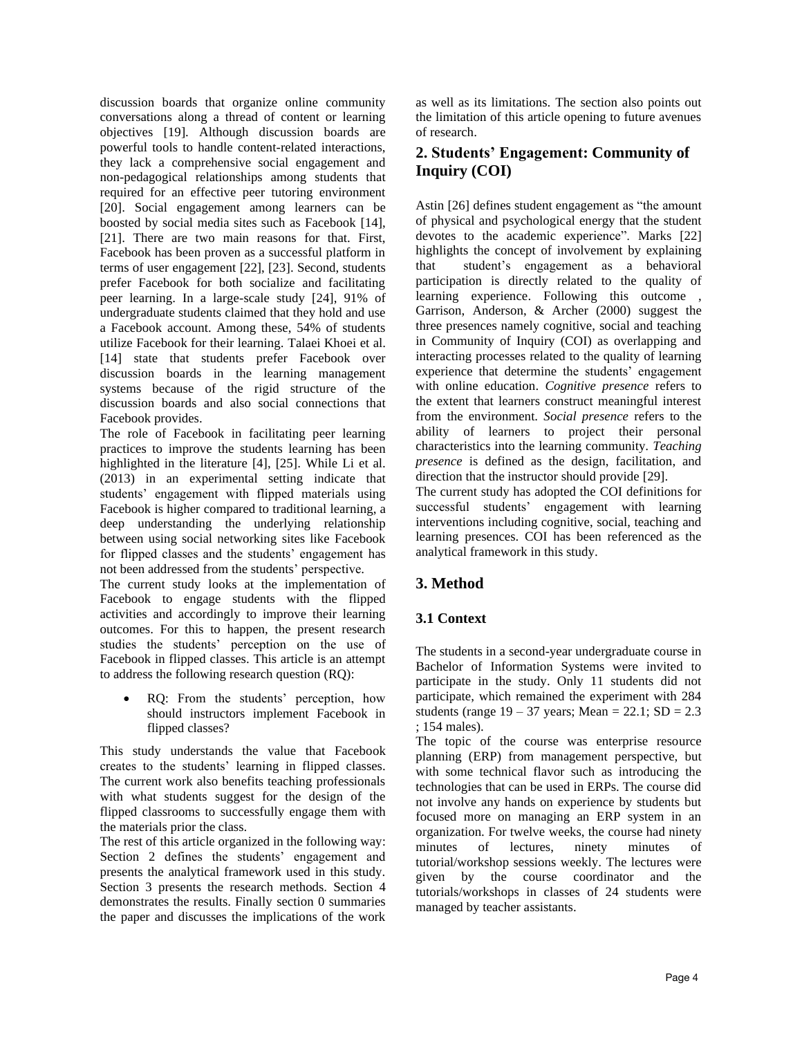discussion boards that organize online community conversations along a thread of content or learning objectives [19]. Although discussion boards are powerful tools to handle content-related interactions, they lack a comprehensive social engagement and non-pedagogical relationships among students that required for an effective peer tutoring environment [20]. Social engagement among learners can be boosted by social media sites such as Facebook [14], [21]. There are two main reasons for that. First, Facebook has been proven as a successful platform in terms of user engagement [22], [23]. Second, students prefer Facebook for both socialize and facilitating peer learning. In a large-scale study [24], 91% of undergraduate students claimed that they hold and use a Facebook account. Among these, 54% of students utilize Facebook for their learning. Talaei Khoei et al. [14] state that students prefer Facebook over discussion boards in the learning management systems because of the rigid structure of the discussion boards and also social connections that Facebook provides.

The role of Facebook in facilitating peer learning practices to improve the students learning has been highlighted in the literature [4], [25]. While Li et al. (2013) in an experimental setting indicate that students' engagement with flipped materials using Facebook is higher compared to traditional learning, a deep understanding the underlying relationship between using social networking sites like Facebook for flipped classes and the students' engagement has not been addressed from the students' perspective.

The current study looks at the implementation of Facebook to engage students with the flipped activities and accordingly to improve their learning outcomes. For this to happen, the present research studies the students' perception on the use of Facebook in flipped classes. This article is an attempt to address the following research question (RQ):

- RQ: From the students' perception, how should instructors implement Facebook in flipped classes?

This study understands the value that Facebook creates to the students' learning in flipped classes. The current work also benefits teaching professionals with what students suggest for the design of the flipped classrooms to successfully engage them with the materials prior the class.

The rest of this article organized in the following way: Section 2 defines the students' engagement and presents the analytical framework used in this study. Section 3 presents the research methods. Section 4 demonstrates the results. Finally section 0 summaries the paper and discusses the implications of the work as well as its limitations. The section also points out the limitation of this article opening to future avenues of research.

## 2. Students' Engagement: Community of Inquiry (COI)

Astin [26] defines student engagement as "the amount of physical and psychological energy that the student devotes to the academic experience". Marks [22] highlights the concept of involvement by explaining that student's engagement as a behavioral participation is directly related to the quality of learning experience. Following this outcome , Garrison, Anderson, & Archer (2000) suggest the three presences namely cognitive, social and teaching in Community of Inquiry (COI) as overlapping and interacting processes related to the quality of learning experience that determine the students' engagement with online education. *Cognitive presence* refers to the extent that learners construct meaningful interest from the environment. *Social presence* refers to the ability of learners to project their personal characteristics into the learning community. *Teaching presence* is defined as the design, facilitation, and direction that the instructor should provide [29].

The current study has adopted the COI definitions for successful students' engagement with learning interventions including cognitive, social, teaching and learning presences. COI has been referenced as the analytical framework in this study.

## 3. Method

### 3.1 Context

The students in a second-year undergraduate course in Bachelor of Information Systems were invited to participate in the study. Only 11 students did not participate, which remained the experiment with 284 students (range 19 – 37 years; Mean = 22.1; SD = 2.3 ; 154 males).

The topic of the course was enterprise resource planning (ERP) from management perspective, but with some technical flavor such as introducing the technologies that can be used in ERPs. The course did not involve any hands on experience by students but focused more on managing an ERP system in an organization. For twelve weeks, the course had ninety minutes of lectures, ninety minutes of tutorial/workshop sessions weekly. The lectures were given by the course coordinator and the tutorials/workshops in classes of 24 students were managed by teacher assistants.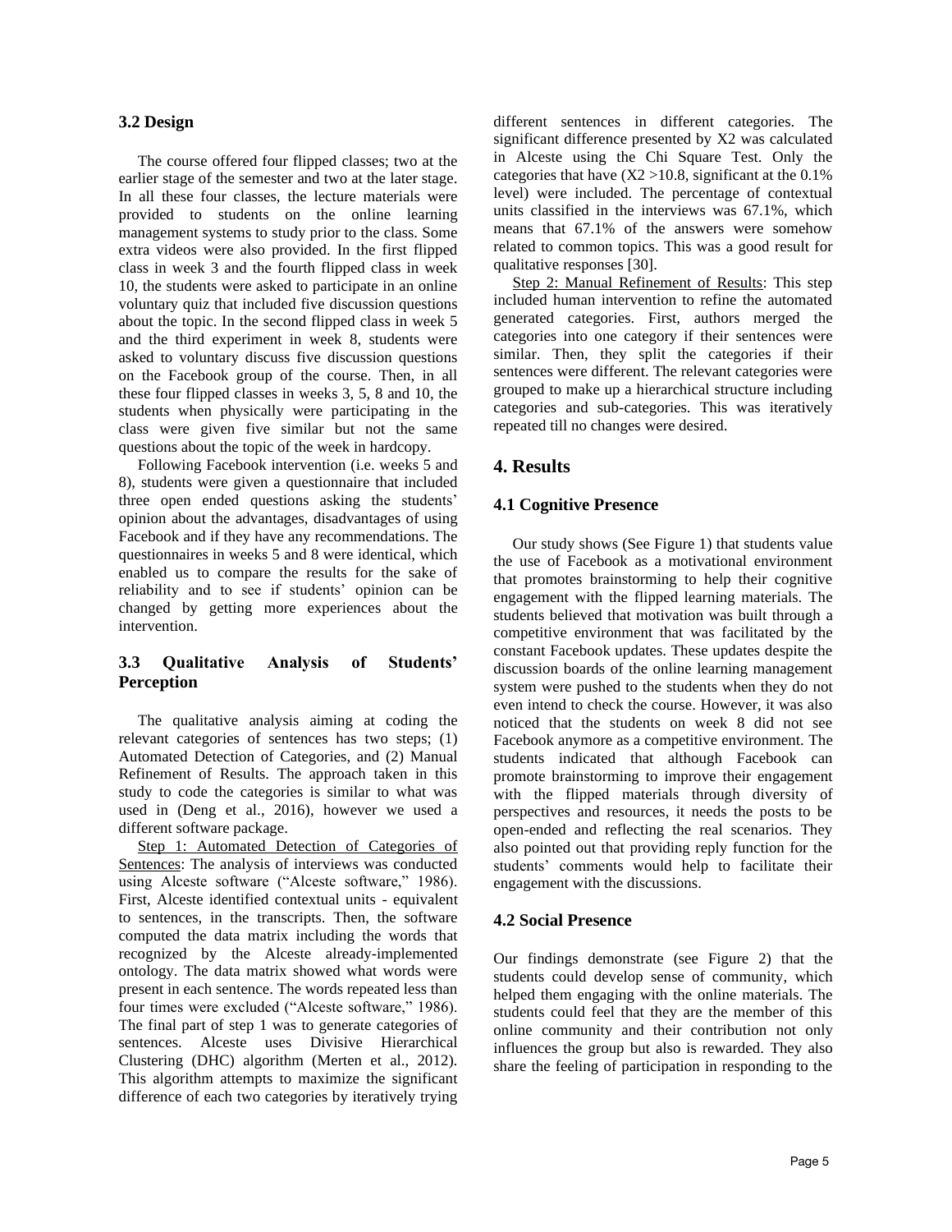### 3.2 Design

The course offered four flipped classes; two at the earlier stage of the semester and two at the later stage. In all these four classes, the lecture materials were provided to students on the online learning management systems to study prior to the class. Some extra videos were also provided. In the first flipped class in week 3 and the fourth flipped class in week 10, the students were asked to participate in an online voluntary quiz that included five discussion questions about the topic. In the second flipped class in week 5 and the third experiment in week 8, students were asked to voluntary discuss five discussion questions on the Facebook group of the course. Then, in all these four flipped classes in weeks 3, 5, 8 and 10, the students when physically were participating in the class were given five similar but not the same questions about the topic of the week in hardcopy.

Following Facebook intervention (i.e. weeks 5 and 8), students were given a questionnaire that included three open ended questions asking the students' opinion about the advantages, disadvantages of using Facebook and if they have any recommendations. The questionnaires in weeks 5 and 8 were identical, which enabled us to compare the results for the sake of reliability and to see if students' opinion can be changed by getting more experiences about the intervention.

### 3.3 Qualitative Analysis of Students' Perception

The qualitative analysis aiming at coding the relevant categories of sentences has two steps; (1) Automated Detection of Categories, and (2) Manual Refinement of Results. The approach taken in this study to code the categories is similar to what was used in (Deng et al., 2016), however we used a different software package.

Step 1: Automated Detection of Categories of Sentences: The analysis of interviews was conducted using Alceste software ("Alceste software," 1986). First, Alceste identified contextual units - equivalent to sentences, in the transcripts. Then, the software computed the data matrix including the words that recognized by the Alceste already-implemented ontology. The data matrix showed what words were present in each sentence. The words repeated less than four times were excluded ("Alceste software," 1986). The final part of step 1 was to generate categories of sentences. Alceste uses Divisive Hierarchical Clustering (DHC) algorithm (Merten et al., 2012). This algorithm attempts to maximize the significant difference of each two categories by iteratively trying different sentences in different categories. The significant difference presented by X2 was calculated in Alceste using the Chi Square Test. Only the categories that have (X2 >10.8, significant at the 0.1% level) were included. The percentage of contextual units classified in the interviews was 67.1%, which means that 67.1% of the answers were somehow related to common topics. This was a good result for qualitative responses [30].

Step 2: Manual Refinement of Results: This step included human intervention to refine the automated generated categories. First, authors merged the categories into one category if their sentences were similar. Then, they split the categories if their sentences were different. The relevant categories were grouped to make up a hierarchical structure including categories and sub-categories. This was iteratively repeated till no changes were desired.

## 4. Results

### 4.1 Cognitive Presence

Our study shows (See Figure 1) that students value the use of Facebook as a motivational environment that promotes brainstorming to help their cognitive engagement with the flipped learning materials. The students believed that motivation was built through a competitive environment that was facilitated by the constant Facebook updates. These updates despite the discussion boards of the online learning management system were pushed to the students when they do not even intend to check the course. However, it was also noticed that the students on week 8 did not see Facebook anymore as a competitive environment. The students indicated that although Facebook can promote brainstorming to improve their engagement with the flipped materials through diversity of perspectives and resources, it needs the posts to be open-ended and reflecting the real scenarios. They also pointed out that providing reply function for the students' comments would help to facilitate their engagement with the discussions.

### 4.2 Social Presence

Our findings demonstrate (see Figure 2) that the students could develop sense of community, which helped them engaging with the online materials. The students could feel that they are the member of this online community and their contribution not only influences the group but also is rewarded. They also share the feeling of participation in responding to the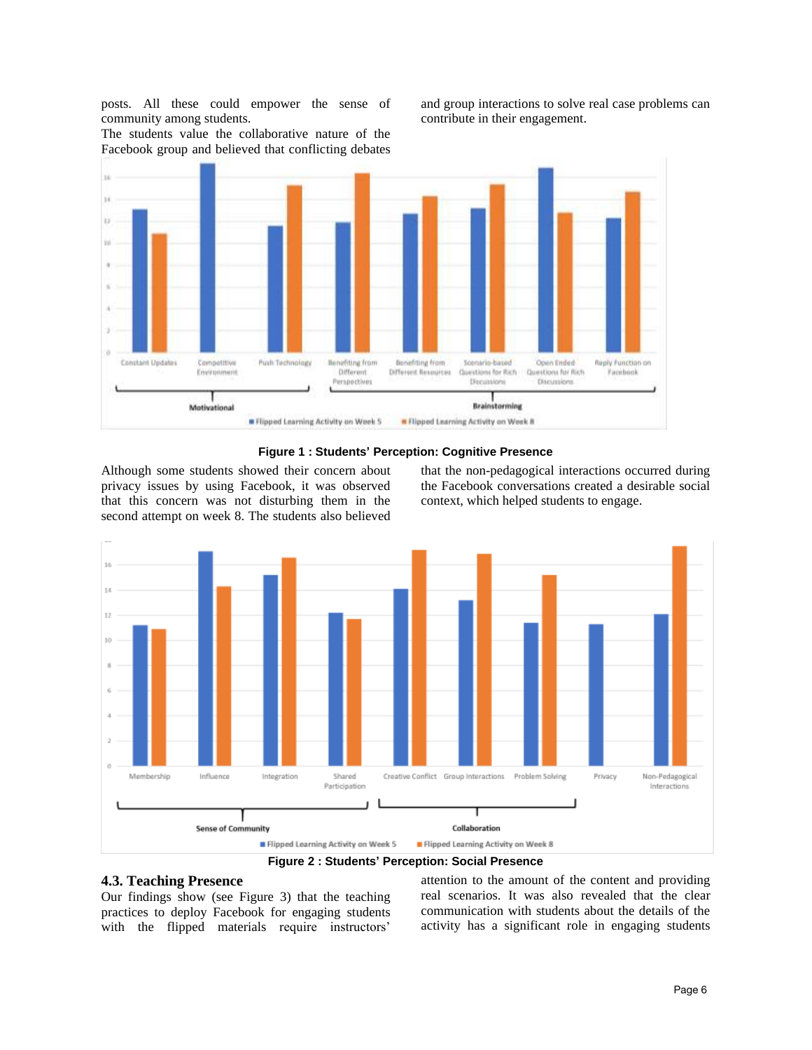posts. All these could empower the sense of community among students.

The students value the collaborative nature of the Facebook group and believed that conflicting debates and group interactions to solve real case problems can contribute in their engagement.

**Figure 1 : Students' Perception: Cognitive Presence**

Although some students showed their concern about privacy issues by using Facebook, it was observed that this concern was not disturbing them in the second attempt on week 8. The students also believed that the non-pedagogical interactions occurred during the Facebook conversations created a desirable social context, which helped students to engage.

**Figure 2 : Students' Perception: Social Presence**

### 4.3. Teaching Presence

Our findings show (see Figure 3) that the teaching practices to deploy Facebook for engaging students with the flipped materials require instructors' attention to the amount of the content and providing real scenarios. It was also revealed that the clear communication with students about the details of the activity has a significant role in engaging students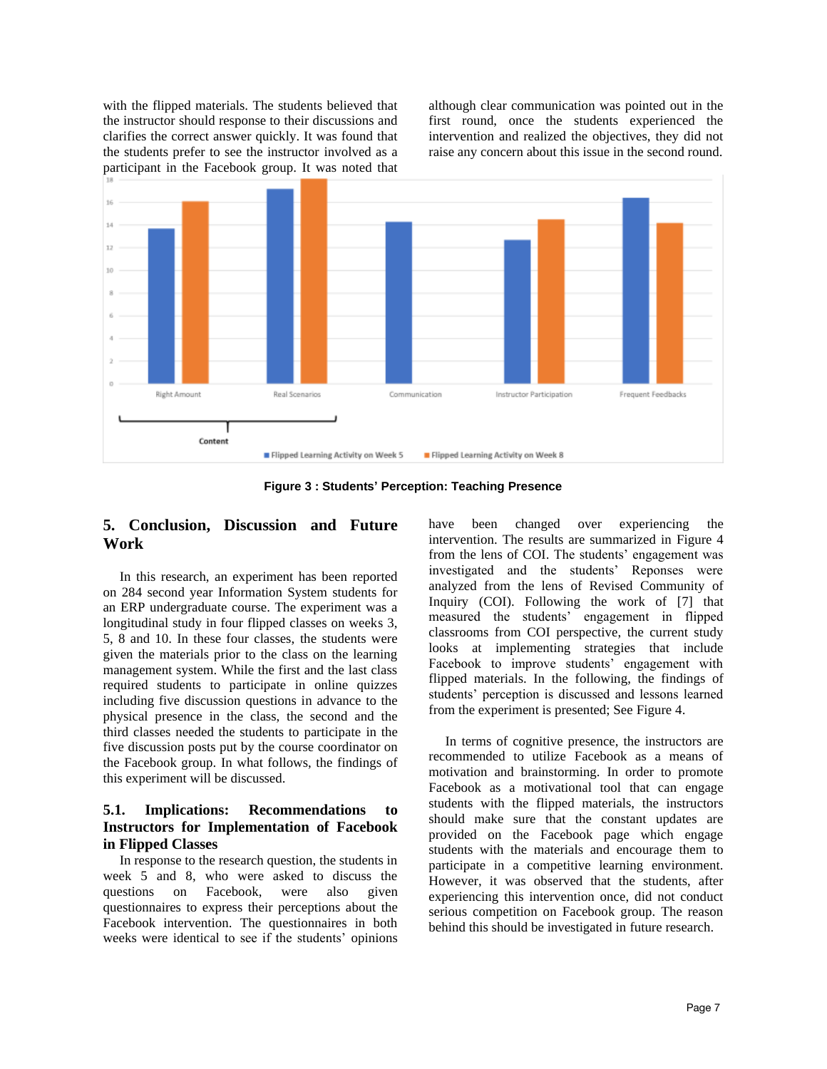with the flipped materials. The students believed that the instructor should response to their discussions and clarifies the correct answer quickly. It was found that the students prefer to see the instructor involved as a participant in the Facebook group. It was noted that although clear communication was pointed out in the first round, once the students experienced the intervention and realized the objectives, they did not raise any concern about this issue in the second round.

**Figure 3 : Students' Perception: Teaching Presence**

## 5. Conclusion, Discussion and Future Work

In this research, an experiment has been reported on 284 second year Information System students for an ERP undergraduate course. The experiment was a longitudinal study in four flipped classes on weeks 3, 5, 8 and 10. In these four classes, the students were given the materials prior to the class on the learning management system. While the first and the last class required students to participate in online quizzes including five discussion questions in advance to the physical presence in the class, the second and the third classes needed the students to participate in the five discussion posts put by the course coordinator on the Facebook group. In what follows, the findings of this experiment will be discussed.

### 5.1. Implications: Recommendations to Instructors for Implementation of Facebook in Flipped Classes

In response to the research question, the students in week 5 and 8, who were asked to discuss the questions on Facebook, were also given questionnaires to express their perceptions about the Facebook intervention. The questionnaires in both weeks were identical to see if the students' opinions have been changed over experiencing the intervention. The results are summarized in Figure 4 from the lens of COI. The students' engagement was investigated and the students' Reponses were analyzed from the lens of Revised Community of Inquiry (COI). Following the work of [7] that measured the students' engagement in flipped classrooms from COI perspective, the current study looks at implementing strategies that include Facebook to improve students' engagement with flipped materials. In the following, the findings of students' perception is discussed and lessons learned from the experiment is presented; See Figure 4.

In terms of cognitive presence, the instructors are recommended to utilize Facebook as a means of motivation and brainstorming. In order to promote Facebook as a motivational tool that can engage students with the flipped materials, the instructors should make sure that the constant updates are provided on the Facebook page which engage students with the materials and encourage them to participate in a competitive learning environment. However, it was observed that the students, after experiencing this intervention once, did not conduct serious competition on Facebook group. The reason behind this should be investigated in future research.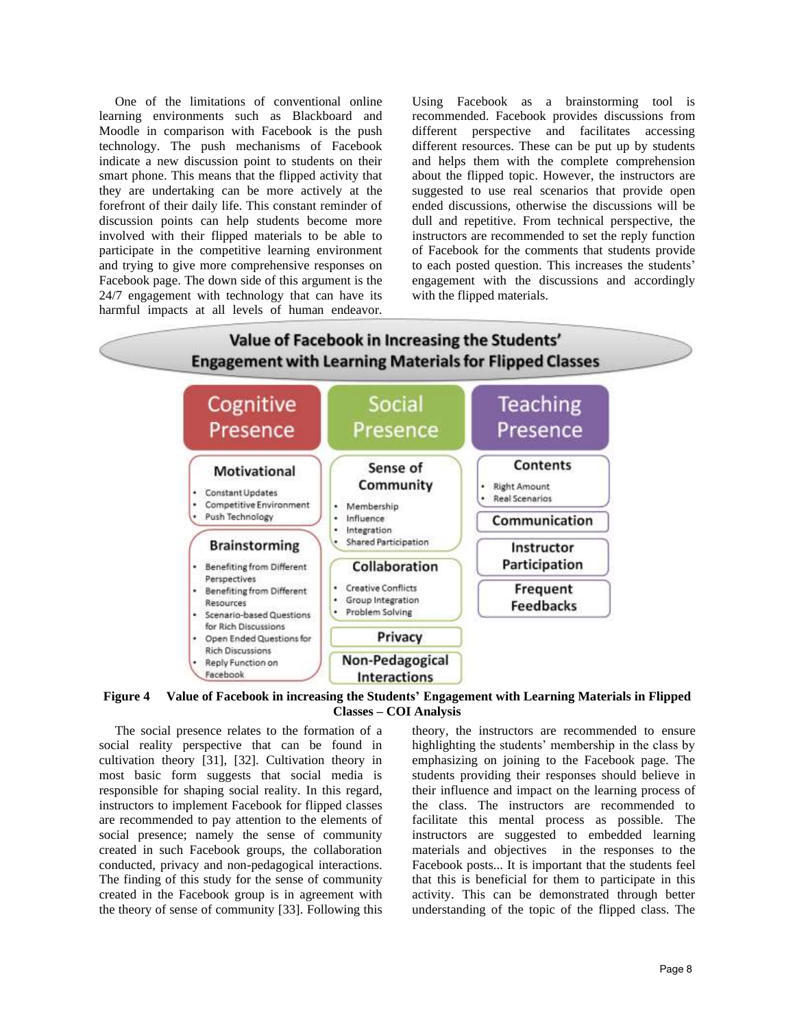One of the limitations of conventional online learning environments such as Blackboard and Moodle in comparison with Facebook is the push technology. The push mechanisms of Facebook indicate a new discussion point to students on their smart phone. This means that the flipped activity that they are undertaking can be more actively at the forefront of their daily life. This constant reminder of discussion points can help students become more involved with their flipped materials to be able to participate in the competitive learning environment and trying to give more comprehensive responses on Facebook page. The down side of this argument is the 24/7 engagement with technology that can have its harmful impacts at all levels of human endeavor. Using Facebook as a brainstorming tool is recommended. Facebook provides discussions from different perspective and facilitates accessing different resources. These can be put up by students and helps them with the complete comprehension about the flipped topic. However, the instructors are suggested to use real scenarios that provide open ended discussions, otherwise the discussions will be dull and repetitive. From technical perspective, the instructors are recommended to set the reply function of Facebook for the comments that students provide to each posted question. This increases the students' engagement with the discussions and accordingly with the flipped materials.

**Value of Facebook in Increasing the Students' Engagement with Learning Materials for Flipped Classes**

| Cognitive Presence | Social Presence | Teaching Presence |
|---|---|---|
| **Motivational**<br>• Constant Updates<br>• Competitive Environment<br>• Push Technology | **Sense of Community**<br>• Membership<br>• Influence<br>• Integration<br>• Shared Participation | **Contents**<br>• Right Amount<br>• Real Scenarios |
| **Brainstorming**<br>• Benefiting from Different Perspectives<br>• Benefiting from Different Resources<br>• Scenario-based Questions for Rich Discussions<br>• Open Ended Questions for Rich Discussions<br>• Reply Function on Facebook | **Collaboration**<br>• Creative Conflicts<br>• Group Integration<br>• Problem Solving | **Communication** |
| | **Privacy** | **Instructor Participation** |
| | **Non-Pedagogical Interactions** | **Frequent Feedbacks** |

**Figure 4 Value of Facebook in increasing the Students' Engagement with Learning Materials in Flipped Classes – COI Analysis**

The social presence relates to the formation of a social reality perspective that can be found in cultivation theory [31], [32]. Cultivation theory in most basic form suggests that social media is responsible for shaping social reality. In this regard, instructors to implement Facebook for flipped classes are recommended to pay attention to the elements of social presence; namely the sense of community created in such Facebook groups, the collaboration conducted, privacy and non-pedagogical interactions. The finding of this study for the sense of community created in the Facebook group is in agreement with the theory of sense of community [33]. Following this theory, the instructors are recommended to ensure highlighting the students' membership in the class by emphasizing on joining to the Facebook page. The students providing their responses should believe in their influence and impact on the learning process of the class. The instructors are recommended to facilitate this mental process as possible. The instructors are suggested to embedded learning materials and objectives in the responses to the Facebook posts... It is important that the students feel that this is beneficial for them to participate in this activity. This can be demonstrated through better understanding of the topic of the flipped class. The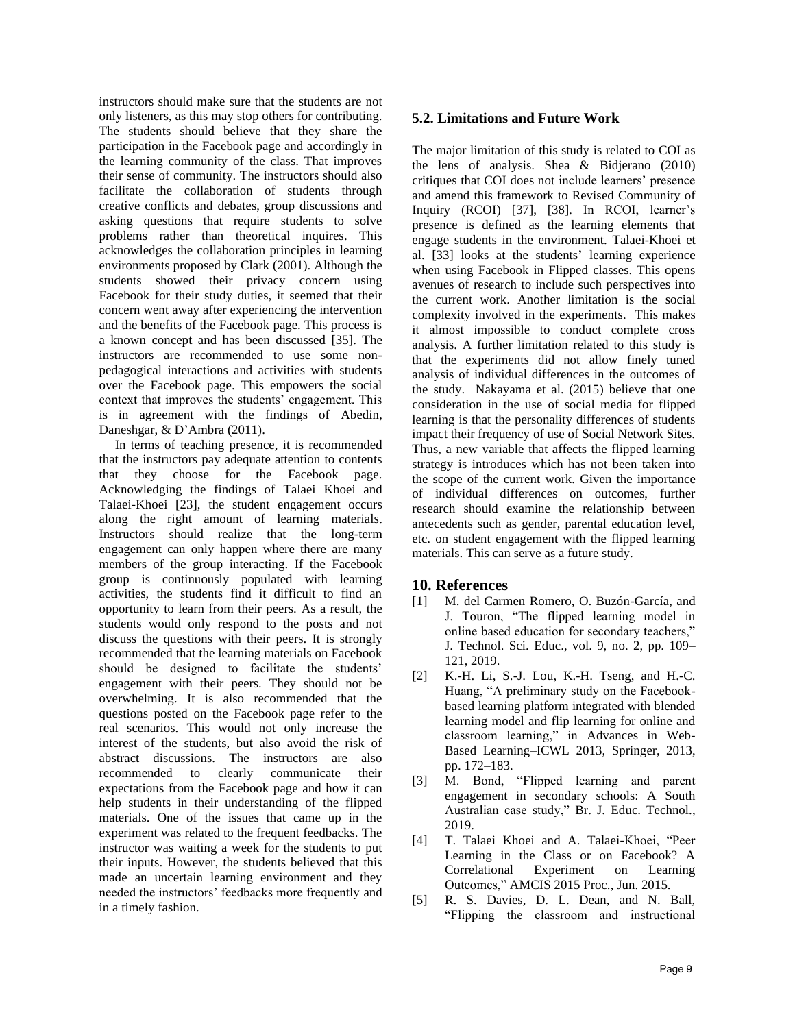instructors should make sure that the students are not only listeners, as this may stop others for contributing. The students should believe that they share the participation in the Facebook page and accordingly in the learning community of the class. That improves their sense of community. The instructors should also facilitate the collaboration of students through creative conflicts and debates, group discussions and asking questions that require students to solve problems rather than theoretical inquires. This acknowledges the collaboration principles in learning environments proposed by Clark (2001). Although the students showed their privacy concern using Facebook for their study duties, it seemed that their concern went away after experiencing the intervention and the benefits of the Facebook page. This process is a known concept and has been discussed [35]. The instructors are recommended to use some non-pedagogical interactions and activities with students over the Facebook page. This empowers the social context that improves the students' engagement. This is in agreement with the findings of Abedin, Daneshgar, & D'Ambra (2011).

In terms of teaching presence, it is recommended that the instructors pay adequate attention to contents that they choose for the Facebook page. Acknowledging the findings of Talaei Khoei and Talaei-Khoei [23], the student engagement occurs along the right amount of learning materials. Instructors should realize that the long-term engagement can only happen where there are many members of the group interacting. If the Facebook group is continuously populated with learning activities, the students find it difficult to find an opportunity to learn from their peers. As a result, the students would only respond to the posts and not discuss the questions with their peers. It is strongly recommended that the learning materials on Facebook should be designed to facilitate the students' engagement with their peers. They should not be overwhelming. It is also recommended that the questions posted on the Facebook page refer to the real scenarios. This would not only increase the interest of the students, but also avoid the risk of abstract discussions. The instructors are also recommended to clearly communicate their expectations from the Facebook page and how it can help students in their understanding of the flipped materials. One of the issues that came up in the experiment was related to the frequent feedbacks. The instructor was waiting a week for the students to put their inputs. However, the students believed that this made an uncertain learning environment and they needed the instructors' feedbacks more frequently and in a timely fashion.

### 5.2. Limitations and Future Work

The major limitation of this study is related to COI as the lens of analysis. Shea & Bidjerano (2010) critiques that COI does not include learners' presence and amend this framework to Revised Community of Inquiry (RCOI) [37], [38]. In RCOI, learner's presence is defined as the learning elements that engage students in the environment. Talaei-Khoei et al. [33] looks at the students' learning experience when using Facebook in Flipped classes. This opens avenues of research to include such perspectives into the current work. Another limitation is the social complexity involved in the experiments. This makes it almost impossible to conduct complete cross analysis. A further limitation related to this study is that the experiments did not allow finely tuned analysis of individual differences in the outcomes of the study. Nakayama et al. (2015) believe that one consideration in the use of social media for flipped learning is that the personality differences of students impact their frequency of use of Social Network Sites. Thus, a new variable that affects the flipped learning strategy is introduces which has not been taken into the scope of the current work. Given the importance of individual differences on outcomes, further research should examine the relationship between antecedents such as gender, parental education level, etc. on student engagement with the flipped learning materials. This can serve as a future study.

## 10. References

[1] M. del Carmen Romero, O. Buzón-García, and J. Touron, "The flipped learning model in online based education for secondary teachers," J. Technol. Sci. Educ., vol. 9, no. 2, pp. 109–121, 2019.

[2] K.-H. Li, S.-J. Lou, K.-H. Tseng, and H.-C. Huang, "A preliminary study on the Facebook-based learning platform integrated with blended learning model and flip learning for online and classroom learning," in Advances in Web-Based Learning–ICWL 2013, Springer, 2013, pp. 172–183.

[3] M. Bond, "Flipped learning and parent engagement in secondary schools: A South Australian case study," Br. J. Educ. Technol., 2019.

[4] T. Talaei Khoei and A. Talaei-Khoei, "Peer Learning in the Class or on Facebook? A Correlational Experiment on Learning Outcomes," AMCIS 2015 Proc., Jun. 2015.

[5] R. S. Davies, D. L. Dean, and N. Ball, "Flipping the classroom and instructional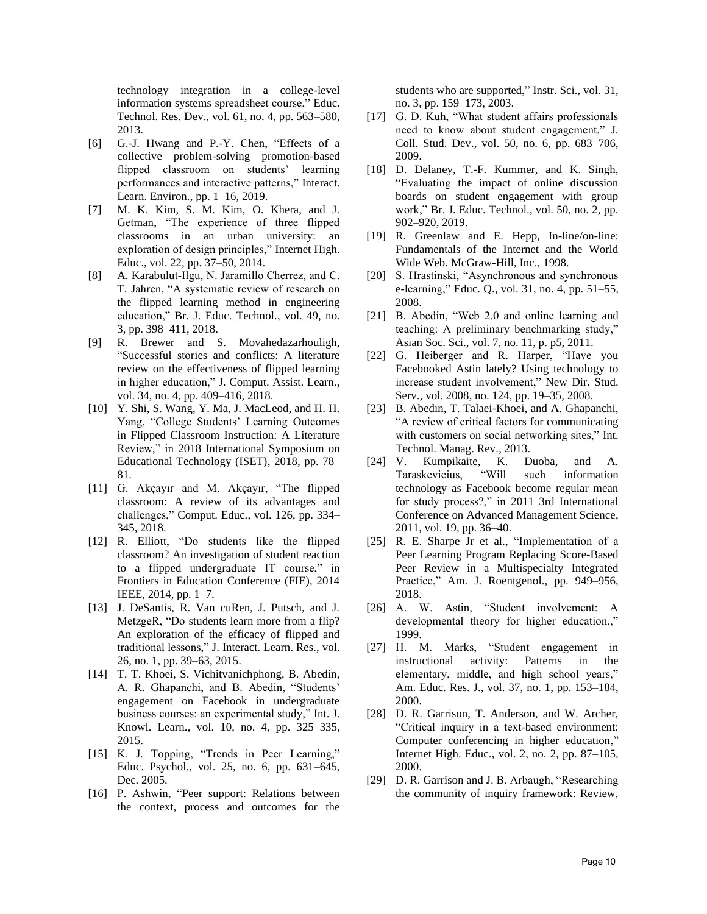technology integration in a college-level information systems spreadsheet course," Educ. Technol. Res. Dev., vol. 61, no. 4, pp. 563–580, 2013.

[6] G.-J. Hwang and P.-Y. Chen, "Effects of a collective problem-solving promotion-based flipped classroom on students' learning performances and interactive patterns," Interact. Learn. Environ., pp. 1–16, 2019.

[7] M. K. Kim, S. M. Kim, O. Khera, and J. Getman, "The experience of three flipped classrooms in an urban university: an exploration of design principles," Internet High. Educ., vol. 22, pp. 37–50, 2014.

[8] A. Karabulut-Ilgu, N. Jaramillo Cherrez, and C. T. Jahren, "A systematic review of research on the flipped learning method in engineering education," Br. J. Educ. Technol., vol. 49, no. 3, pp. 398–411, 2018.

[9] R. Brewer and S. Movahedazarhouligh, "Successful stories and conflicts: A literature review on the effectiveness of flipped learning in higher education," J. Comput. Assist. Learn., vol. 34, no. 4, pp. 409–416, 2018.

[10] Y. Shi, S. Wang, Y. Ma, J. MacLeod, and H. H. Yang, "College Students' Learning Outcomes in Flipped Classroom Instruction: A Literature Review," in 2018 International Symposium on Educational Technology (ISET), 2018, pp. 78–81.

[11] G. Akçayır and M. Akçayır, "The flipped classroom: A review of its advantages and challenges," Comput. Educ., vol. 126, pp. 334–345, 2018.

[12] R. Elliott, "Do students like the flipped classroom? An investigation of student reaction to a flipped undergraduate IT course," in Frontiers in Education Conference (FIE), 2014 IEEE, 2014, pp. 1–7.

[13] J. DeSantis, R. Van cuRen, J. Putsch, and J. MetzgeR, "Do students learn more from a flip? An exploration of the efficacy of flipped and traditional lessons," J. Interact. Learn. Res., vol. 26, no. 1, pp. 39–63, 2015.

[14] T. T. Khoei, S. Vichitvanichphong, B. Abedin, A. R. Ghapanchi, and B. Abedin, "Students' engagement on Facebook in undergraduate business courses: an experimental study," Int. J. Knowl. Learn., vol. 10, no. 4, pp. 325–335, 2015.

[15] K. J. Topping, "Trends in Peer Learning," Educ. Psychol., vol. 25, no. 6, pp. 631–645, Dec. 2005.

[16] P. Ashwin, "Peer support: Relations between the context, process and outcomes for the students who are supported," Instr. Sci., vol. 31, no. 3, pp. 159–173, 2003.

[17] G. D. Kuh, "What student affairs professionals need to know about student engagement," J. Coll. Stud. Dev., vol. 50, no. 6, pp. 683–706, 2009.

[18] D. Delaney, T.-F. Kummer, and K. Singh, "Evaluating the impact of online discussion boards on student engagement with group work," Br. J. Educ. Technol., vol. 50, no. 2, pp. 902–920, 2019.

[19] R. Greenlaw and E. Hepp, In-line/on-line: Fundamentals of the Internet and the World Wide Web. McGraw-Hill, Inc., 1998.

[20] S. Hrastinski, "Asynchronous and synchronous e-learning," Educ. Q., vol. 31, no. 4, pp. 51–55, 2008.

[21] B. Abedin, "Web 2.0 and online learning and teaching: A preliminary benchmarking study," Asian Soc. Sci., vol. 7, no. 11, p. p5, 2011.

[22] G. Heiberger and R. Harper, "Have you Facebooked Astin lately? Using technology to increase student involvement," New Dir. Stud. Serv., vol. 2008, no. 124, pp. 19–35, 2008.

[23] B. Abedin, T. Talaei-Khoei, and A. Ghapanchi, "A review of critical factors for communicating with customers on social networking sites," Int. Technol. Manag. Rev., 2013.

[24] V. Kumpikaite, K. Duoba, and A. Taraskevicius, "Will such information technology as Facebook become regular mean for study process?," in 2011 3rd International Conference on Advanced Management Science, 2011, vol. 19, pp. 36–40.

[25] R. E. Sharpe Jr et al., "Implementation of a Peer Learning Program Replacing Score-Based Peer Review in a Multispecialty Integrated Practice," Am. J. Roentgenol., pp. 949–956, 2018.

[26] A. W. Astin, "Student involvement: A developmental theory for higher education.," 1999.

[27] H. M. Marks, "Student engagement in instructional activity: Patterns in the elementary, middle, and high school years," Am. Educ. Res. J., vol. 37, no. 1, pp. 153–184, 2000.

[28] D. R. Garrison, T. Anderson, and W. Archer, "Critical inquiry in a text-based environment: Computer conferencing in higher education," Internet High. Educ., vol. 2, no. 2, pp. 87–105, 2000.

[29] D. R. Garrison and J. B. Arbaugh, "Researching the community of inquiry framework: Review,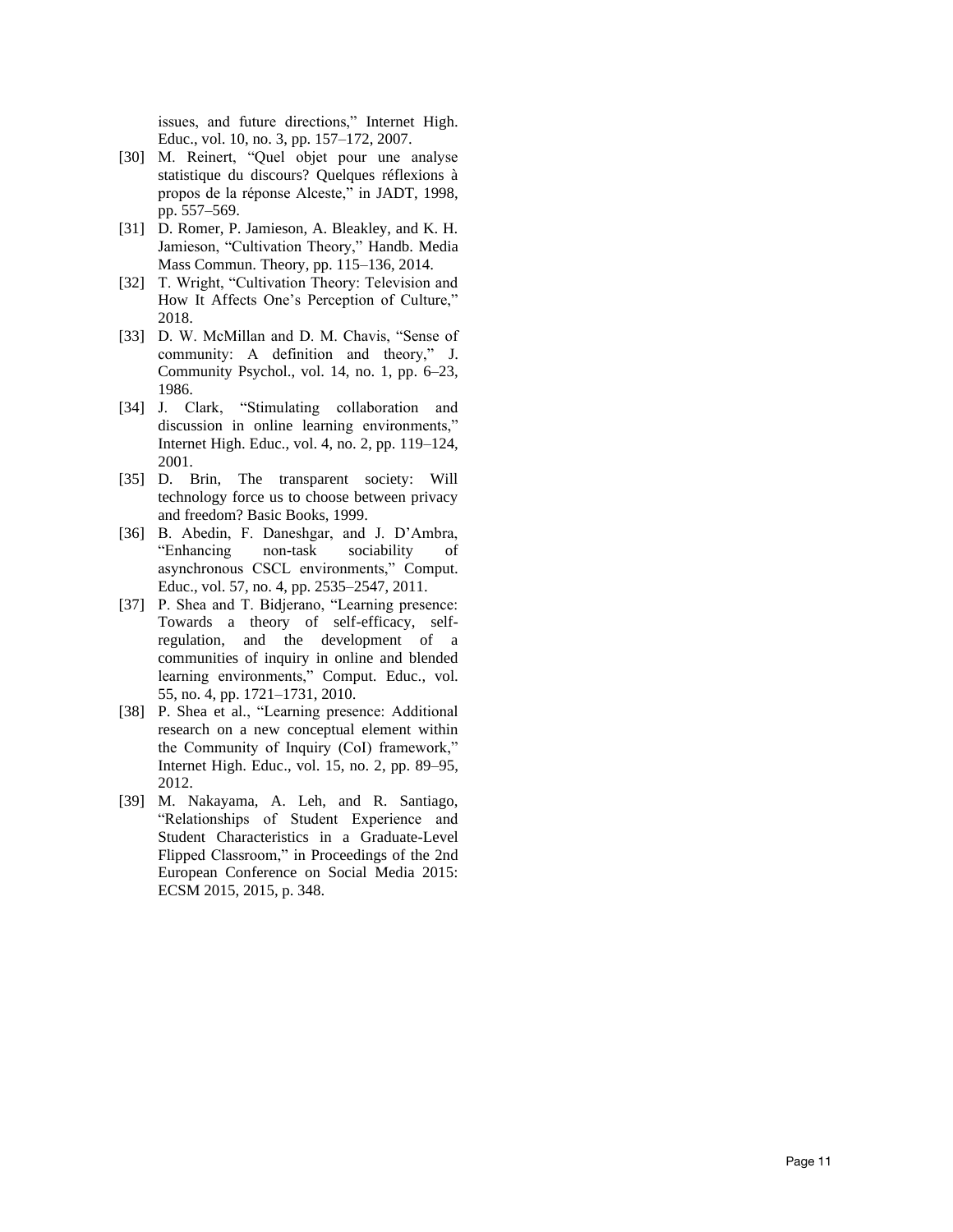issues, and future directions," Internet High. Educ., vol. 10, no. 3, pp. 157–172, 2007.

[30] M. Reinert, "Quel objet pour une analyse statistique du discours? Quelques réflexions à propos de la réponse Alceste," in JADT, 1998, pp. 557–569.

[31] D. Romer, P. Jamieson, A. Bleakley, and K. H. Jamieson, "Cultivation Theory," Handb. Media Mass Commun. Theory, pp. 115–136, 2014.

[32] T. Wright, "Cultivation Theory: Television and How It Affects One's Perception of Culture," 2018.

[33] D. W. McMillan and D. M. Chavis, "Sense of community: A definition and theory," J. Community Psychol., vol. 14, no. 1, pp. 6–23, 1986.

[34] J. Clark, "Stimulating collaboration and discussion in online learning environments," Internet High. Educ., vol. 4, no. 2, pp. 119–124, 2001.

[35] D. Brin, The transparent society: Will technology force us to choose between privacy and freedom? Basic Books, 1999.

[36] B. Abedin, F. Daneshgar, and J. D'Ambra, "Enhancing non-task sociability of asynchronous CSCL environments," Comput. Educ., vol. 57, no. 4, pp. 2535–2547, 2011.

[37] P. Shea and T. Bidjerano, "Learning presence: Towards a theory of self-efficacy, self-regulation, and the development of a communities of inquiry in online and blended learning environments," Comput. Educ., vol. 55, no. 4, pp. 1721–1731, 2010.

[38] P. Shea et al., "Learning presence: Additional research on a new conceptual element within the Community of Inquiry (CoI) framework," Internet High. Educ., vol. 15, no. 2, pp. 89–95, 2012.

[39] M. Nakayama, A. Leh, and R. Santiago, "Relationships of Student Experience and Student Characteristics in a Graduate-Level Flipped Classroom," in Proceedings of the 2nd European Conference on Social Media 2015: ECSM 2015, 2015, p. 348.